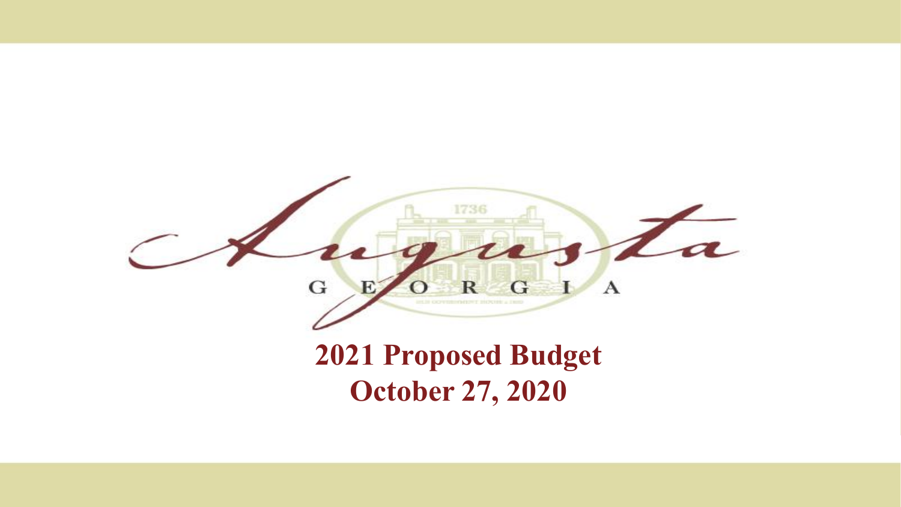Augusta

GEORGIA

# 2021 Proposed Budget
# October 27, 2020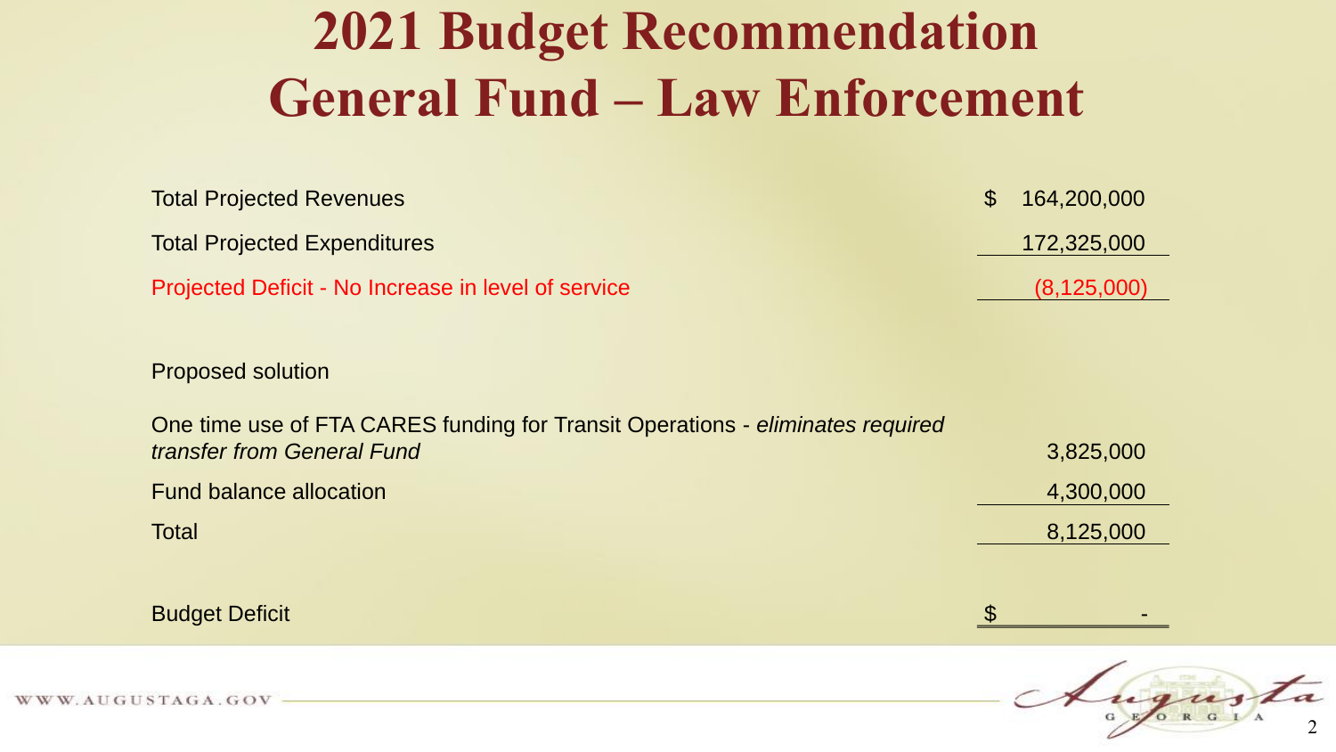# 2021 Budget Recommendation General Fund – Law Enforcement

| | |
|---|---|
| Total Projected Revenues | $ 164,200,000 |
| Total Projected Expenditures | 172,325,000 |
| Projected Deficit - No Increase in level of service | (8,125,000) |
| | |
| Proposed solution | |
| One time use of FTA CARES funding for Transit Operations - *eliminates required transfer from General Fund* | 3,825,000 |
| Fund balance allocation | 4,300,000 |
| Total | 8,125,000 |
| | |
| Budget Deficit | $ - |

WWW.AUGUSTAGA.GOV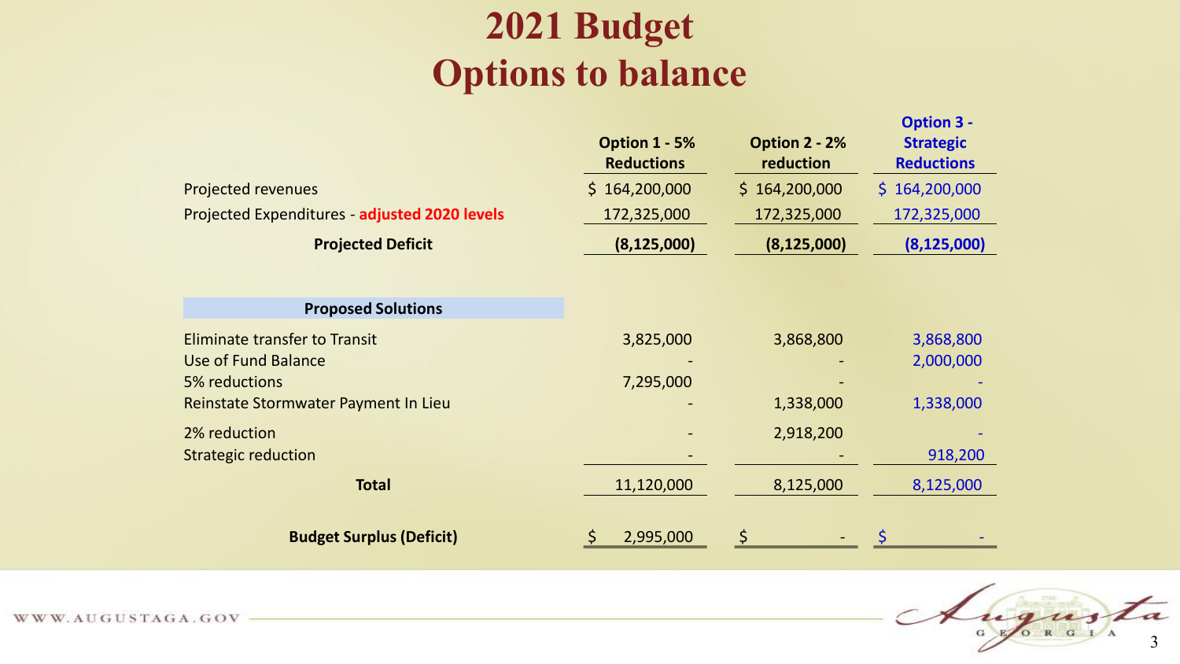# 2021 Budget
## Options to balance

| | Option 1 - 5% Reductions | Option 2 - 2% reduction | Option 3 - Strategic Reductions |
|---|---|---|---|
| Projected revenues | $ 164,200,000 | $ 164,200,000 | $ 164,200,000 |
| Projected Expenditures - **adjusted 2020 levels** | 172,325,000 | 172,325,000 | 172,325,000 |
| **Projected Deficit** | **(8,125,000)** | **(8,125,000)** | **(8,125,000)** |
| | | | |
| **Proposed Solutions** | | | |
| Eliminate transfer to Transit | 3,825,000 | 3,868,800 | 3,868,800 |
| Use of Fund Balance | - | - | 2,000,000 |
| 5% reductions | 7,295,000 | - | - |
| Reinstate Stormwater Payment In Lieu | - | 1,338,000 | 1,338,000 |
| 2% reduction | - | 2,918,200 | - |
| Strategic reduction | - | - | 918,200 |
| **Total** | 11,120,000 | 8,125,000 | 8,125,000 |
| | | | |
| **Budget Surplus (Deficit)** | $ 2,995,000 | $ - | $ - |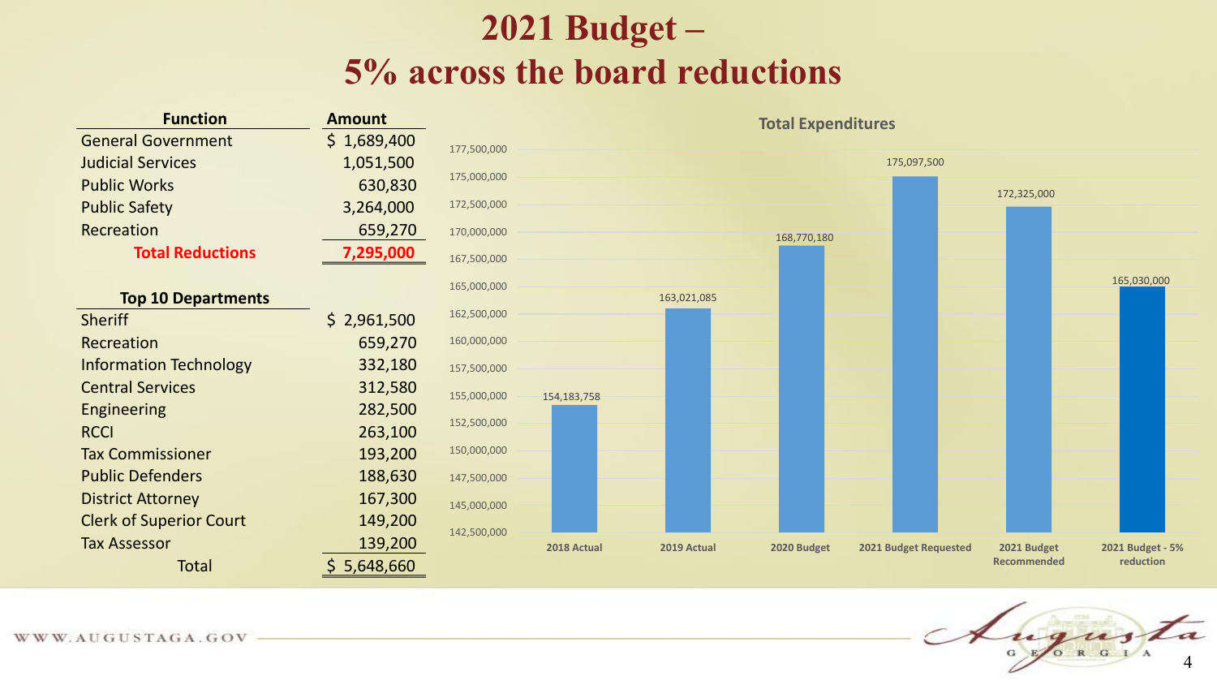# 2021 Budget – 5% across the board reductions

| Function | Amount |
|---|---|
| General Government | $ 1,689,400 |
| Judicial Services | 1,051,500 |
| Public Works | 630,830 |
| Public Safety | 3,264,000 |
| Recreation | 659,270 |
| **Total Reductions** | **7,295,000** |

| Top 10 Departments | |
|---|---|
| Sheriff | $ 2,961,500 |
| Recreation | 659,270 |
| Information Technology | 332,180 |
| Central Services | 312,580 |
| Engineering | 282,500 |
| RCCI | 263,100 |
| Tax Commissioner | 193,200 |
| Public Defenders | 188,630 |
| District Attorney | 167,300 |
| Clerk of Superior Court | 149,200 |
| Tax Assessor | 139,200 |
| Total | $ 5,648,660 |

**Total Expenditures**

177,500,000
175,000,000
172,500,000
170,000,000
167,500,000
165,000,000
162,500,000
160,000,000
157,500,000
155,000,000
152,500,000
150,000,000
147,500,000
145,000,000
142,500,000

2018 Actual: 154,183,758
2019 Actual: 163,021,085
2020 Budget: 168,770,180
2021 Budget Requested: 175,097,500
2021 Budget Recommended: 172,325,000
2021 Budget - 5% reduction: 165,030,000

WWW.AUGUSTAGA.GOV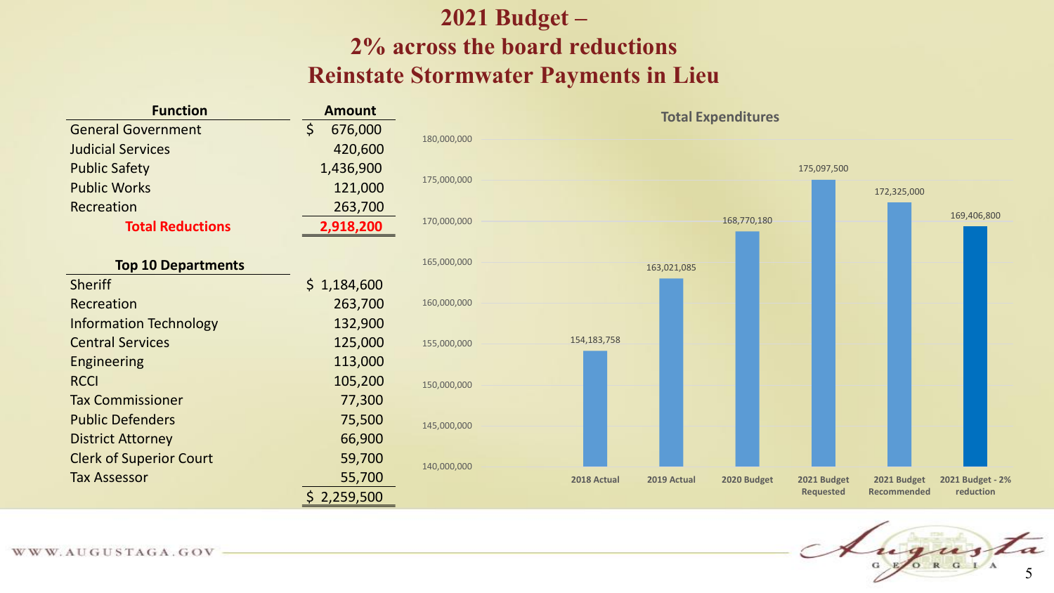# 2021 Budget – 2% across the board reductions Reinstate Stormwater Payments in Lieu

| Function | Amount |
|---|---|
| General Government | $ 676,000 |
| Judicial Services | 420,600 |
| Public Safety | 1,436,900 |
| Public Works | 121,000 |
| Recreation | 263,700 |
| **Total Reductions** | **2,918,200** |

| Top 10 Departments | |
|---|---|
| Sheriff | $ 1,184,600 |
| Recreation | 263,700 |
| Information Technology | 132,900 |
| Central Services | 125,000 |
| Engineering | 113,000 |
| RCCI | 105,200 |
| Tax Commissioner | 77,300 |
| Public Defenders | 75,500 |
| District Attorney | 66,900 |
| Clerk of Superior Court | 59,700 |
| Tax Assessor | 55,700 |
| | $ 2,259,500 |

**Total Expenditures**

180,000,000
175,000,000
170,000,000
165,000,000
160,000,000
155,000,000
150,000,000
145,000,000
140,000,000

2018 Actual: 154,183,758
2019 Actual: 163,021,085
2020 Budget: 168,770,180
2021 Budget Requested: 175,097,500
2021 Budget Recommended: 172,325,000
2021 Budget - 2% reduction: 169,406,800

WWW.AUGUSTAGA.GOV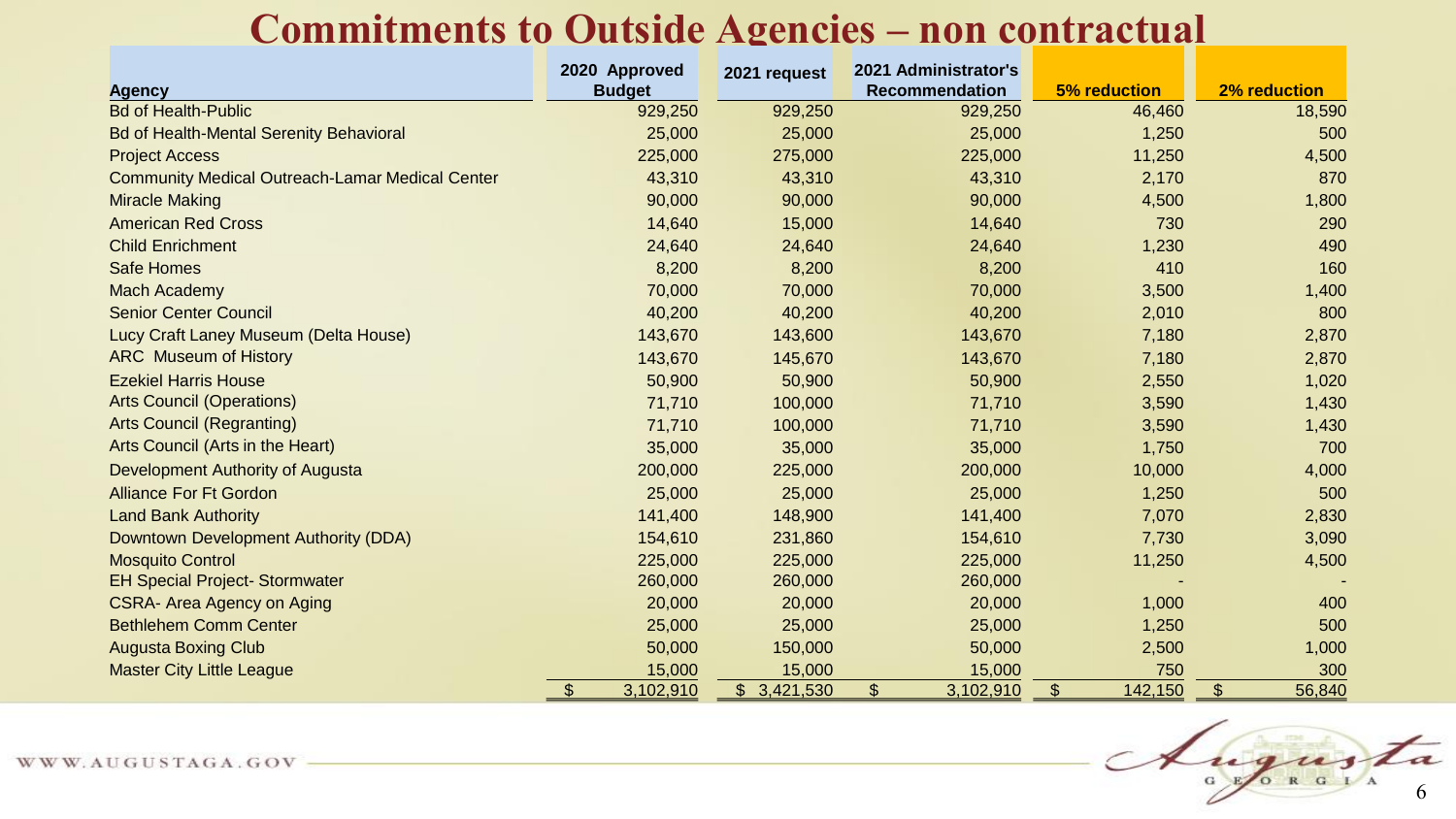# Commitments to Outside Agencies – non contractual

| Agency | 2020 Approved Budget | 2021 request | 2021 Administrator's Recommendation | 5% reduction | 2% reduction |
|---|---|---|---|---|---|
| Bd of Health-Public | 929,250 | 929,250 | 929,250 | 46,460 | 18,590 |
| Bd of Health-Mental Serenity Behavioral | 25,000 | 25,000 | 25,000 | 1,250 | 500 |
| Project Access | 225,000 | 275,000 | 225,000 | 11,250 | 4,500 |
| Community Medical Outreach-Lamar Medical Center | 43,310 | 43,310 | 43,310 | 2,170 | 870 |
| Miracle Making | 90,000 | 90,000 | 90,000 | 4,500 | 1,800 |
| American Red Cross | 14,640 | 15,000 | 14,640 | 730 | 290 |
| Child Enrichment | 24,640 | 24,640 | 24,640 | 1,230 | 490 |
| Safe Homes | 8,200 | 8,200 | 8,200 | 410 | 160 |
| Mach Academy | 70,000 | 70,000 | 70,000 | 3,500 | 1,400 |
| Senior Center Council | 40,200 | 40,200 | 40,200 | 2,010 | 800 |
| Lucy Craft Laney Museum (Delta House) | 143,670 | 143,600 | 143,670 | 7,180 | 2,870 |
| ARC Museum of History | 143,670 | 145,670 | 143,670 | 7,180 | 2,870 |
| Ezekiel Harris House | 50,900 | 50,900 | 50,900 | 2,550 | 1,020 |
| Arts Council (Operations) | 71,710 | 100,000 | 71,710 | 3,590 | 1,430 |
| Arts Council (Regranting) | 71,710 | 100,000 | 71,710 | 3,590 | 1,430 |
| Arts Council (Arts in the Heart) | 35,000 | 35,000 | 35,000 | 1,750 | 700 |
| Development Authority of Augusta | 200,000 | 225,000 | 200,000 | 10,000 | 4,000 |
| Alliance For Ft Gordon | 25,000 | 25,000 | 25,000 | 1,250 | 500 |
| Land Bank Authority | 141,400 | 148,900 | 141,400 | 7,070 | 2,830 |
| Downtown Development Authority (DDA) | 154,610 | 231,860 | 154,610 | 7,730 | 3,090 |
| Mosquito Control | 225,000 | 225,000 | 225,000 | 11,250 | 4,500 |
| EH Special Project- Stormwater | 260,000 | 260,000 | 260,000 | - | - |
| CSRA- Area Agency on Aging | 20,000 | 20,000 | 20,000 | 1,000 | 400 |
| Bethlehem Comm Center | 25,000 | 25,000 | 25,000 | 1,250 | 500 |
| Augusta Boxing Club | 50,000 | 150,000 | 50,000 | 2,500 | 1,000 |
| Master City Little League | 15,000 | 15,000 | 15,000 | 750 | 300 |
| | $ 3,102,910 | $ 3,421,530 | $ 3,102,910 | $ 142,150 | $ 56,840 |

WWW.AUGUSTAGA.GOV

Augusta GEORGIA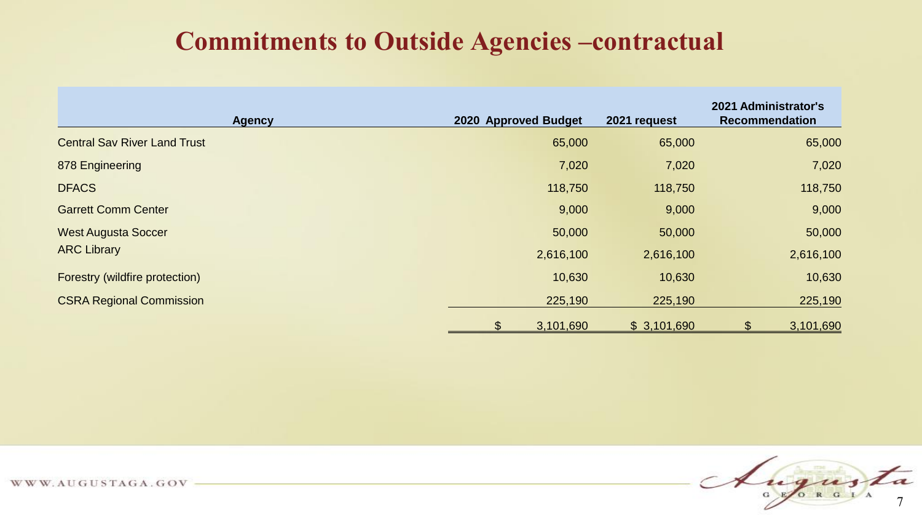# Commitments to Outside Agencies –contractual

| Agency | 2020 Approved Budget | 2021 request | 2021 Administrator's Recommendation |
|---|---|---|---|
| Central Sav River Land Trust | 65,000 | 65,000 | 65,000 |
| 878 Engineering | 7,020 | 7,020 | 7,020 |
| DFACS | 118,750 | 118,750 | 118,750 |
| Garrett Comm Center | 9,000 | 9,000 | 9,000 |
| West Augusta Soccer | 50,000 | 50,000 | 50,000 |
| ARC Library | 2,616,100 | 2,616,100 | 2,616,100 |
| Forestry (wildfire protection) | 10,630 | 10,630 | 10,630 |
| CSRA Regional Commission | 225,190 | 225,190 | 225,190 |
| | $ 3,101,690 | $ 3,101,690 | $ 3,101,690 |

WWW.AUGUSTAGA.GOV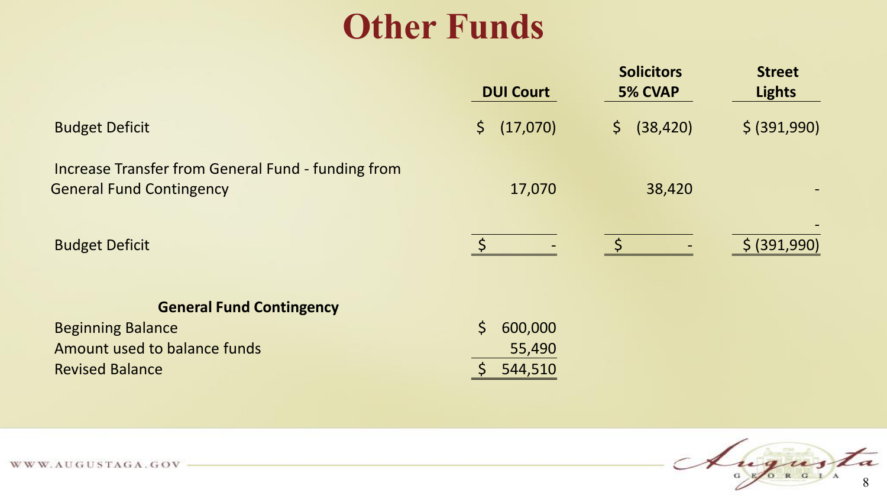# Other Funds

| | DUI Court | Solicitors 5% CVAP | Street Lights |
|---|---|---|---|
| Budget Deficit | $ (17,070) | $ (38,420) | $ (391,990) |
| Increase Transfer from General Fund - funding from General Fund Contingency | 17,070 | 38,420 | - |
| | | | - |
| Budget Deficit | $ - | $ - | $ (391,990) |

| General Fund Contingency | |
|---|---|
| Beginning Balance | $ 600,000 |
| Amount used to balance funds | 55,490 |
| Revised Balance | $ 544,510 |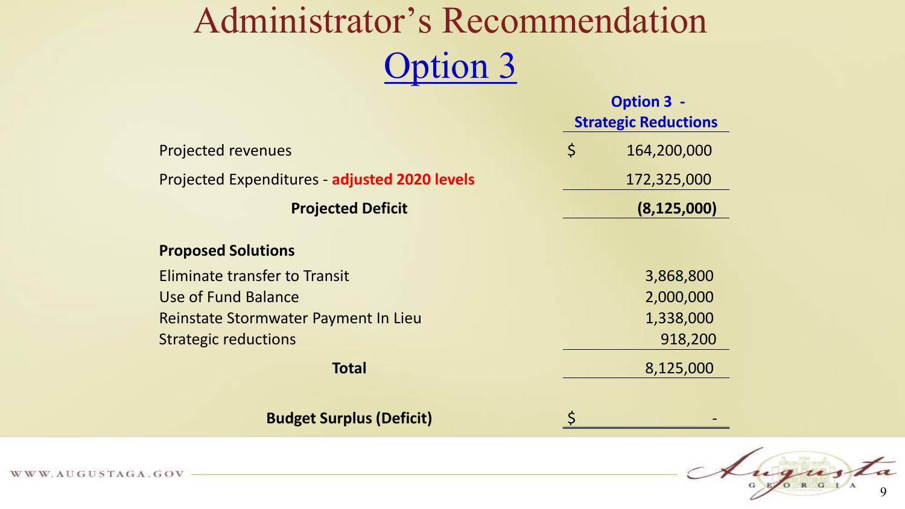# Administrator's Recommendation

## Option 3

| | Option 3 - Strategic Reductions |
|---|---|
| Projected revenues | $ 164,200,000 |
| Projected Expenditures - **adjusted 2020 levels** | 172,325,000 |
| **Projected Deficit** | **(8,125,000)** |
| | |
| **Proposed Solutions** | |
| Eliminate transfer to Transit | 3,868,800 |
| Use of Fund Balance | 2,000,000 |
| Reinstate Stormwater Payment In Lieu | 1,338,000 |
| Strategic reductions | 918,200 |
| **Total** | 8,125,000 |
| | |
| **Budget Surplus (Deficit)** | $ - |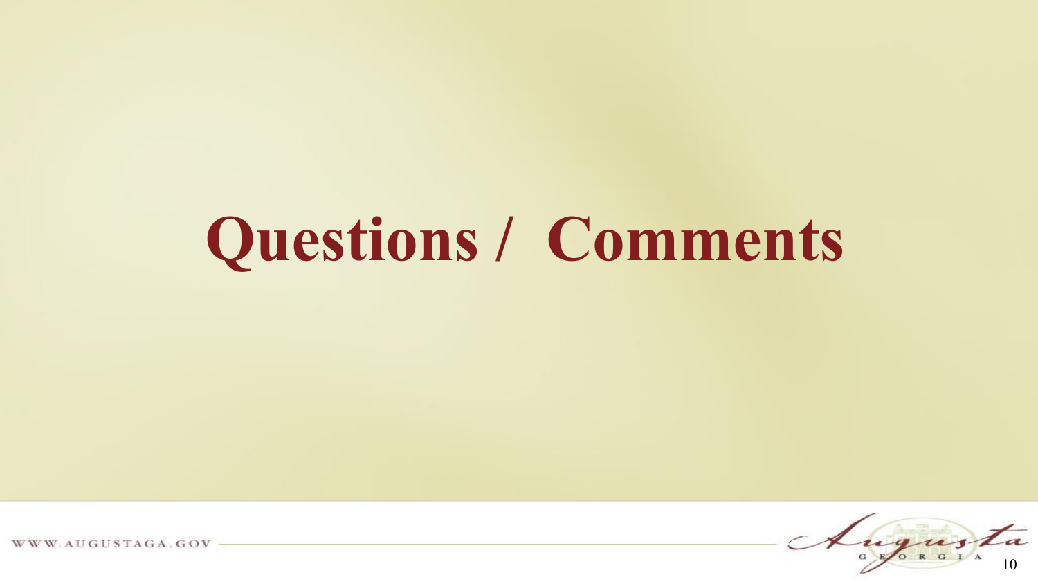# Questions / Comments